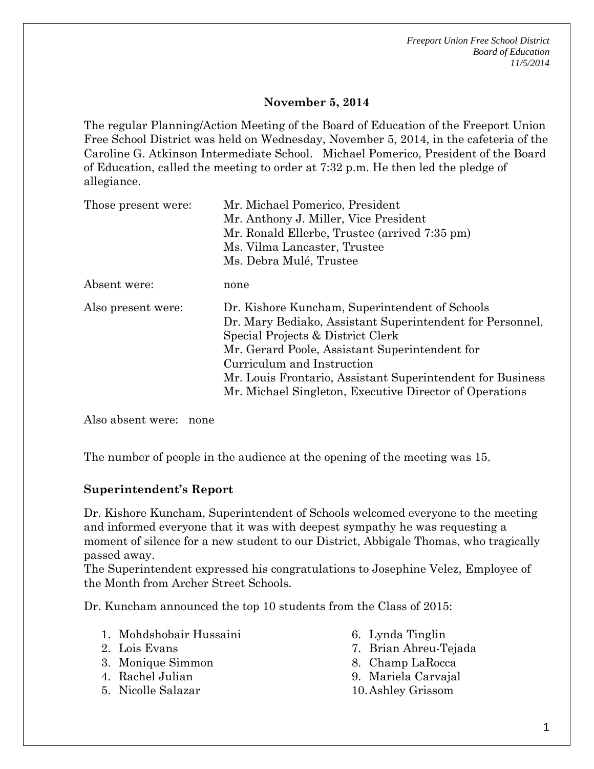**November 5, 2014**

The regular Planning/Action Meeting of the Board of Education of the Freeport Union Free School District was held on Wednesday, November 5, 2014, in the cafeteria of the Caroline G. Atkinson Intermediate School. Michael Pomerico, President of the Board of Education, called the meeting to order at 7:32 p.m. He then led the pledge of allegiance.

| | |
|---|---|
| Those present were: | Mr. Michael Pomerico, President<br>Mr. Anthony J. Miller, Vice President<br>Mr. Ronald Ellerbe, Trustee (arrived 7:35 pm)<br>Ms. Vilma Lancaster, Trustee<br>Ms. Debra Mulé, Trustee |
| Absent were: | none |
| Also present were: | Dr. Kishore Kuncham, Superintendent of Schools<br>Dr. Mary Bediako, Assistant Superintendent for Personnel, Special Projects & District Clerk<br>Mr. Gerard Poole, Assistant Superintendent for Curriculum and Instruction<br>Mr. Louis Frontario, Assistant Superintendent for Business<br>Mr. Michael Singleton, Executive Director of Operations |

Also absent were: none

The number of people in the audience at the opening of the meeting was 15.

**Superintendent's Report**

Dr. Kishore Kuncham, Superintendent of Schools welcomed everyone to the meeting and informed everyone that it was with deepest sympathy he was requesting a moment of silence for a new student to our District, Abbigale Thomas, who tragically passed away.
The Superintendent expressed his congratulations to Josephine Velez, Employee of the Month from Archer Street Schools.

Dr. Kuncham announced the top 10 students from the Class of 2015:

1. Mohdshobair Hussaini
2. Lois Evans
3. Monique Simmon
4. Rachel Julian
5. Nicolle Salazar
6. Lynda Tinglin
7. Brian Abreu-Tejada
8. Champ LaRocca
9. Mariela Carvajal
10. Ashley Grissom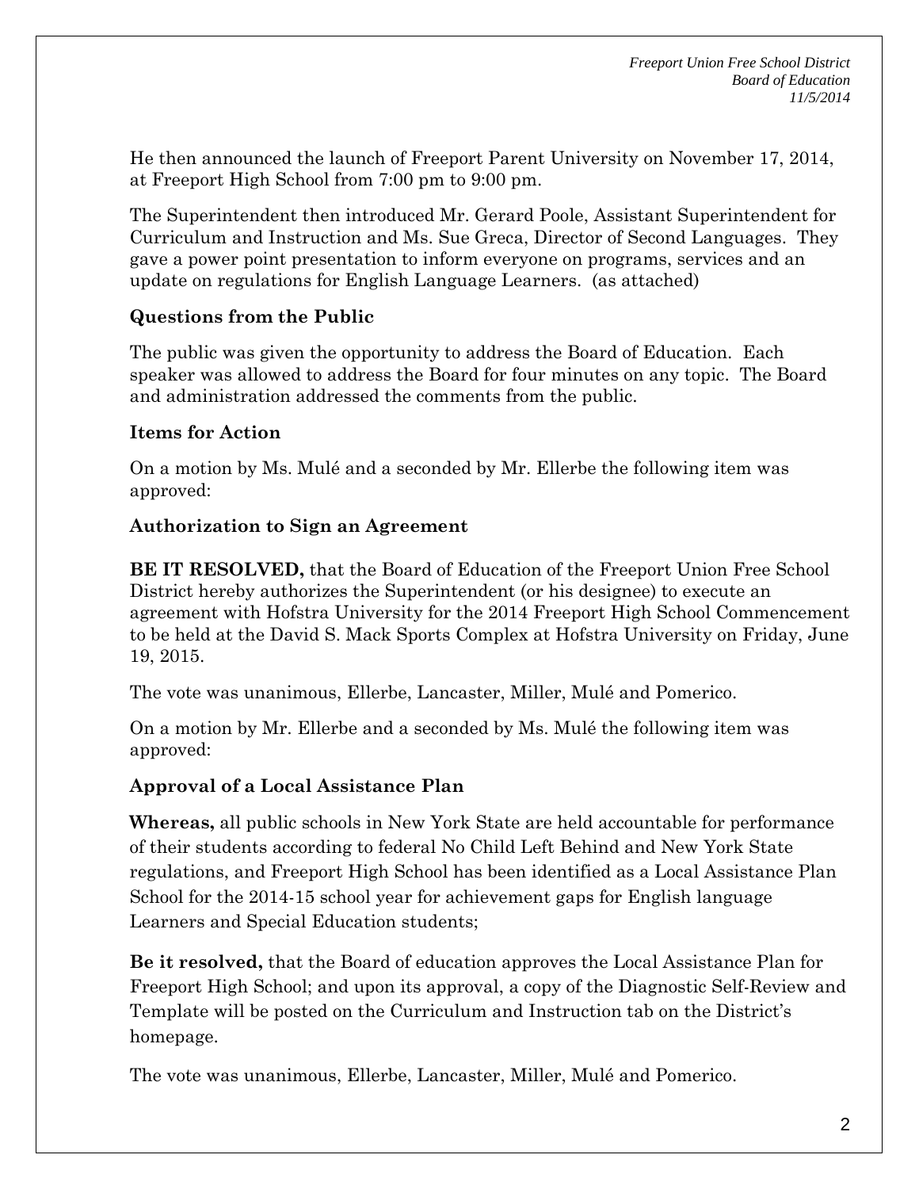He then announced the launch of Freeport Parent University on November 17, 2014, at Freeport High School from 7:00 pm to 9:00 pm.

The Superintendent then introduced Mr. Gerard Poole, Assistant Superintendent for Curriculum and Instruction and Ms. Sue Greca, Director of Second Languages. They gave a power point presentation to inform everyone on programs, services and an update on regulations for English Language Learners. (as attached)

**Questions from the Public**

The public was given the opportunity to address the Board of Education. Each speaker was allowed to address the Board for four minutes on any topic. The Board and administration addressed the comments from the public.

**Items for Action**

On a motion by Ms. Mulé and a seconded by Mr. Ellerbe the following item was approved:

**Authorization to Sign an Agreement**

**BE IT RESOLVED,** that the Board of Education of the Freeport Union Free School District hereby authorizes the Superintendent (or his designee) to execute an agreement with Hofstra University for the 2014 Freeport High School Commencement to be held at the David S. Mack Sports Complex at Hofstra University on Friday, June 19, 2015.

The vote was unanimous, Ellerbe, Lancaster, Miller, Mulé and Pomerico.

On a motion by Mr. Ellerbe and a seconded by Ms. Mulé the following item was approved:

**Approval of a Local Assistance Plan**

**Whereas,** all public schools in New York State are held accountable for performance of their students according to federal No Child Left Behind and New York State regulations, and Freeport High School has been identified as a Local Assistance Plan School for the 2014-15 school year for achievement gaps for English language Learners and Special Education students;

**Be it resolved,** that the Board of education approves the Local Assistance Plan for Freeport High School; and upon its approval, a copy of the Diagnostic Self-Review and Template will be posted on the Curriculum and Instruction tab on the District's homepage.

The vote was unanimous, Ellerbe, Lancaster, Miller, Mulé and Pomerico.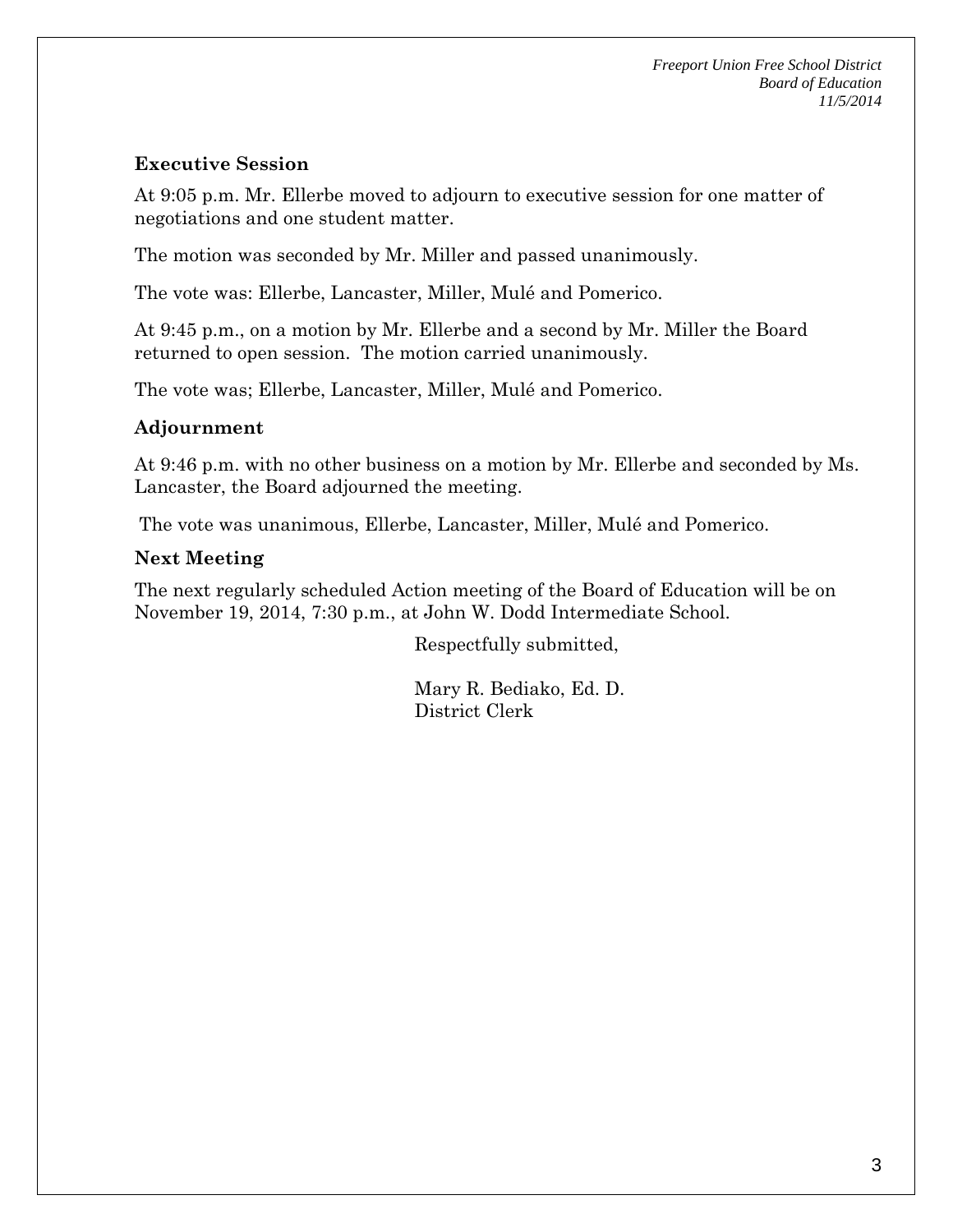### Executive Session

At 9:05 p.m. Mr. Ellerbe moved to adjourn to executive session for one matter of negotiations and one student matter.

The motion was seconded by Mr. Miller and passed unanimously.

The vote was: Ellerbe, Lancaster, Miller, Mulé and Pomerico.

At 9:45 p.m., on a motion by Mr. Ellerbe and a second by Mr. Miller the Board returned to open session. The motion carried unanimously.

The vote was; Ellerbe, Lancaster, Miller, Mulé and Pomerico.

### Adjournment

At 9:46 p.m. with no other business on a motion by Mr. Ellerbe and seconded by Ms. Lancaster, the Board adjourned the meeting.

The vote was unanimous, Ellerbe, Lancaster, Miller, Mulé and Pomerico.

### Next Meeting

The next regularly scheduled Action meeting of the Board of Education will be on November 19, 2014, 7:30 p.m., at John W. Dodd Intermediate School.

Respectfully submitted,

Mary R. Bediako, Ed. D.
District Clerk